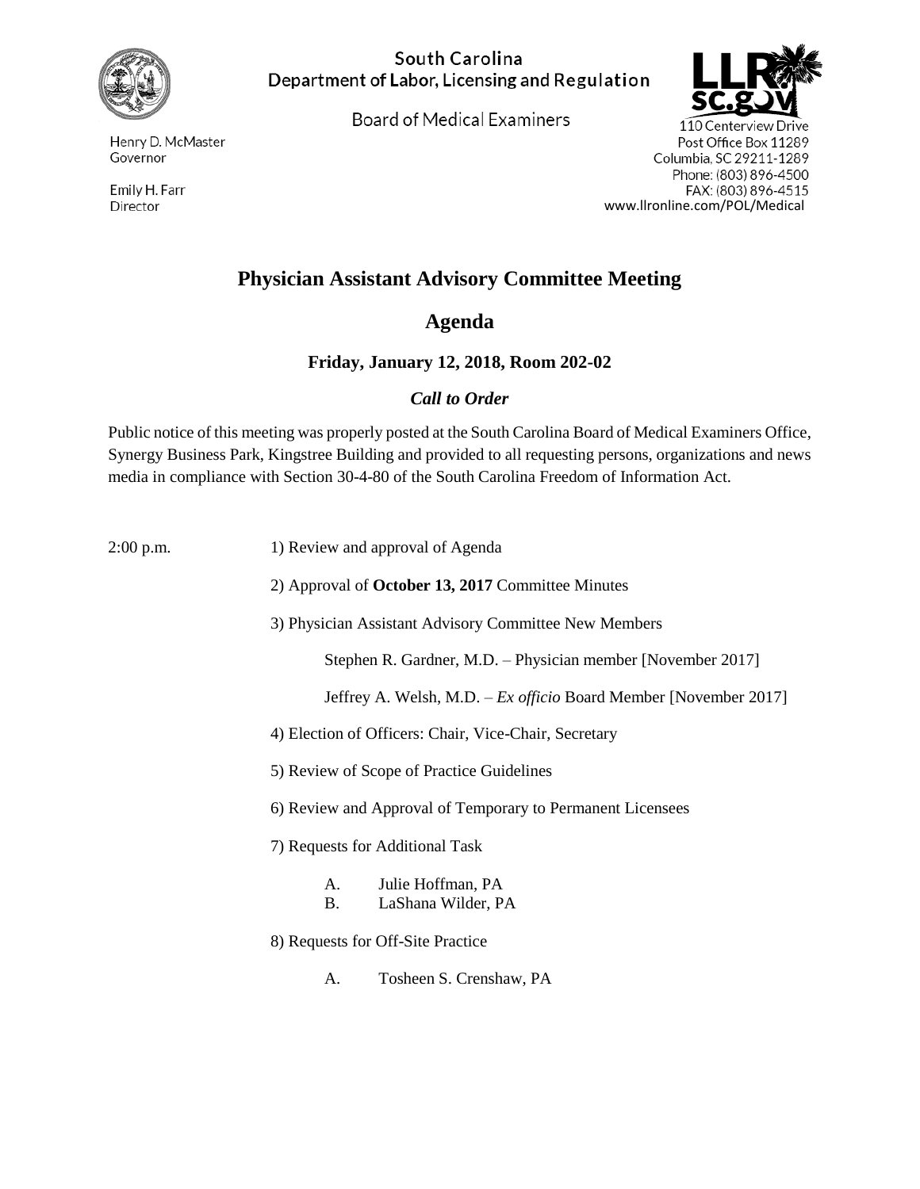South Carolina
Department of Labor, Licensing and Regulation

Board of Medical Examiners

Henry D. McMaster
Governor

Emily H. Farr
Director

110 Centerview Drive
Post Office Box 11289
Columbia, SC 29211-1289
Phone: (803) 896-4500
FAX: (803) 896-4515
www.llronline.com/POL/Medical

# Physician Assistant Advisory Committee Meeting

## Agenda

### Friday, January 12, 2018, Room 202-02

### *Call to Order*

Public notice of this meeting was properly posted at the South Carolina Board of Medical Examiners Office, Synergy Business Park, Kingstree Building and provided to all requesting persons, organizations and news media in compliance with Section 30-4-80 of the South Carolina Freedom of Information Act.

2:00 p.m.

1) Review and approval of Agenda

2) Approval of **October 13, 2017** Committee Minutes

3) Physician Assistant Advisory Committee New Members

   Stephen R. Gardner, M.D. – Physician member [November 2017]

   Jeffrey A. Welsh, M.D. – *Ex officio* Board Member [November 2017]

4) Election of Officers: Chair, Vice-Chair, Secretary

5) Review of Scope of Practice Guidelines

6) Review and Approval of Temporary to Permanent Licensees

7) Requests for Additional Task

   A. Julie Hoffman, PA
   B. LaShana Wilder, PA

8) Requests for Off-Site Practice

   A. Tosheen S. Crenshaw, PA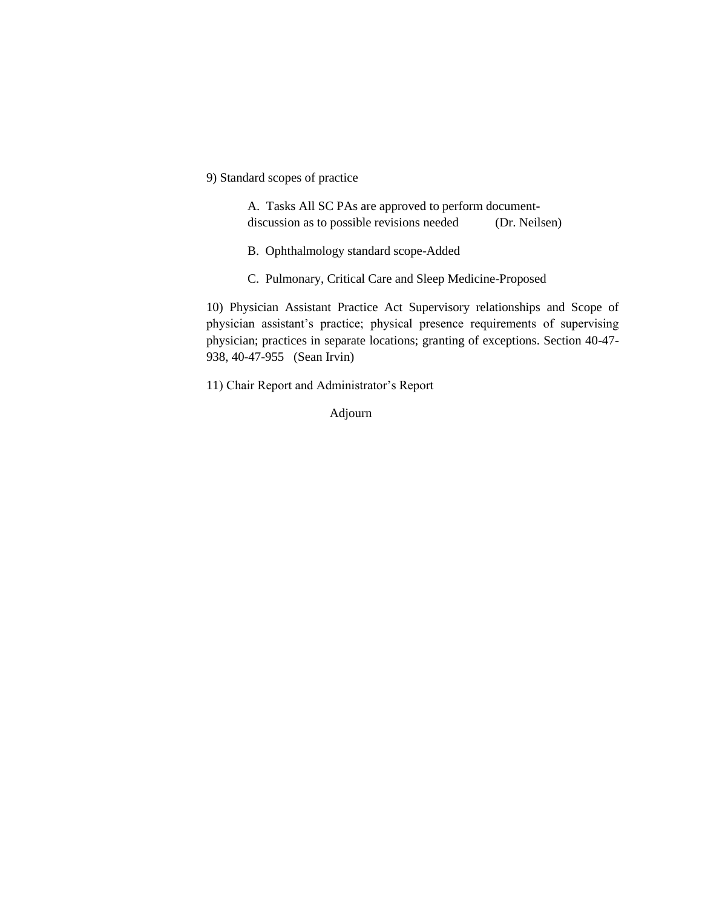9) Standard scopes of practice

A. Tasks All SC PAs are approved to perform document-discussion as to possible revisions needed (Dr. Neilsen)

B. Ophthalmology standard scope-Added

C. Pulmonary, Critical Care and Sleep Medicine-Proposed

10) Physician Assistant Practice Act Supervisory relationships and Scope of physician assistant's practice; physical presence requirements of supervising physician; practices in separate locations; granting of exceptions. Section 40-47-938, 40-47-955 (Sean Irvin)

11) Chair Report and Administrator's Report

Adjourn